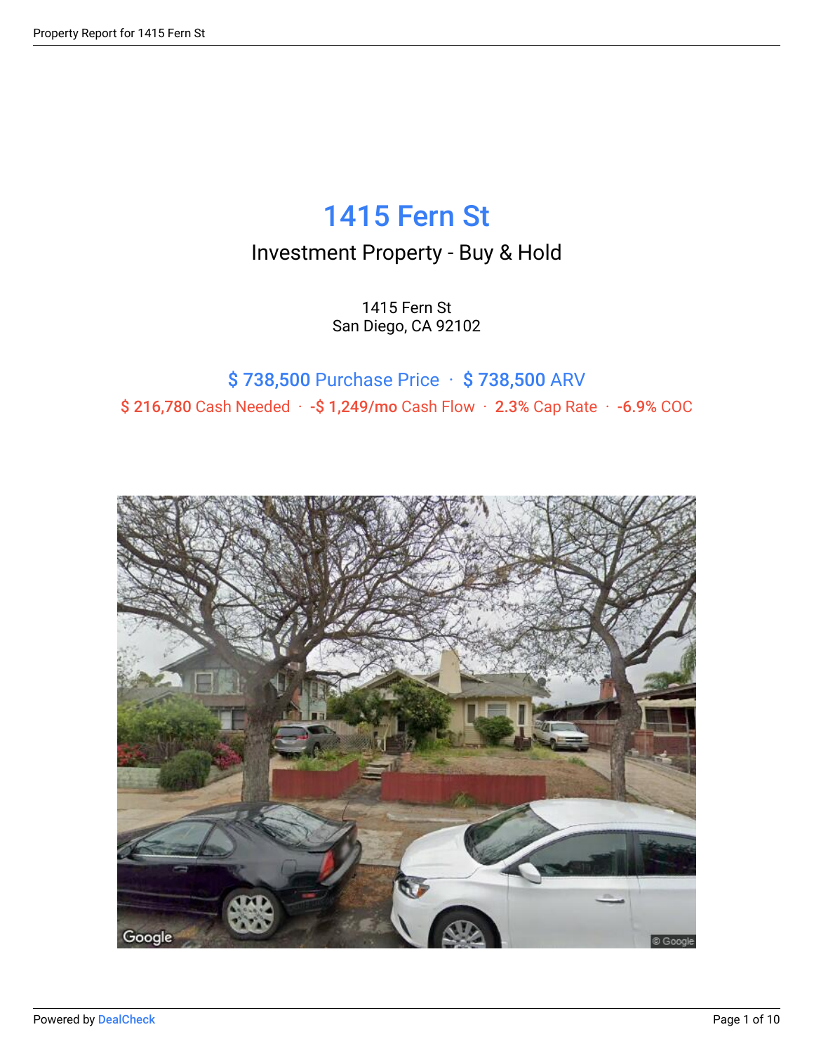# 1415 Fern St

## Investment Property - Buy & Hold

1415 Fern St
San Diego, CA 92102

$ 738,500 Purchase Price · $ 738,500 ARV

$ 216,780 Cash Needed · -$ 1,249/mo Cash Flow · 2.3% Cap Rate · -6.9% COC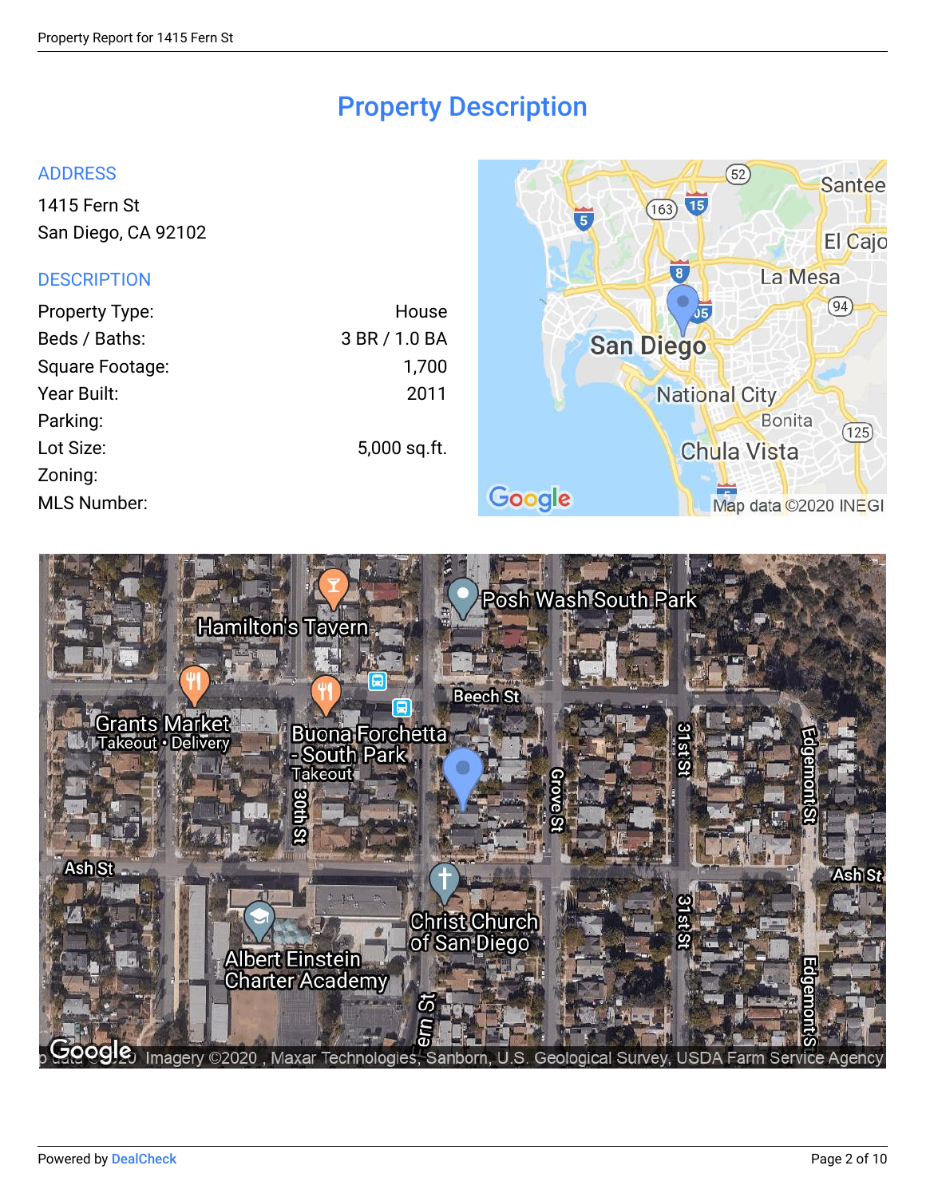# Property Description

## ADDRESS

1415 Fern St
San Diego, CA 92102

## DESCRIPTION

| | |
|---|---|
| Property Type: | House |
| Beds / Baths: | 3 BR / 1.0 BA |
| Square Footage: | 1,700 |
| Year Built: | 2011 |
| Parking: | |
| Lot Size: | 5,000 sq.ft. |
| Zoning: | |
| MLS Number: | |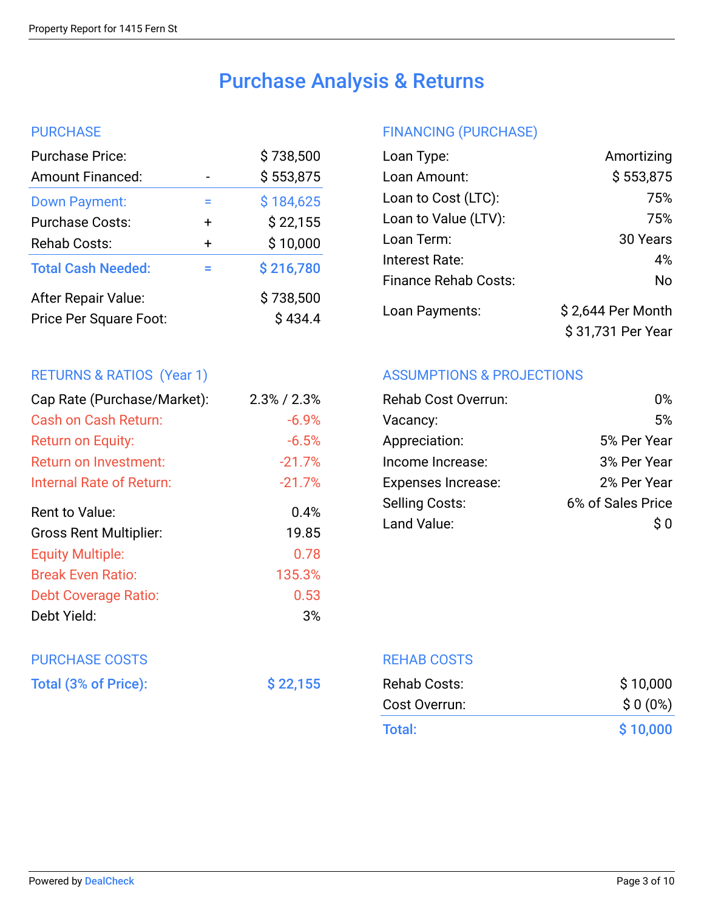# Purchase Analysis & Returns

## PURCHASE

| | | |
|---|---|---|
| Purchase Price: | | $ 738,500 |
| Amount Financed: | - | $ 553,875 |
| **Down Payment:** | = | **$ 184,625** |
| Purchase Costs: | + | $ 22,155 |
| Rehab Costs: | + | $ 10,000 |
| **Total Cash Needed:** | = | **$ 216,780** |
| After Repair Value: | | $ 738,500 |
| Price Per Square Foot: | | $ 434.4 |

## FINANCING (PURCHASE)

| | |
|---|---|
| Loan Type: | Amortizing |
| Loan Amount: | $ 553,875 |
| Loan to Cost (LTC): | 75% |
| Loan to Value (LTV): | 75% |
| Loan Term: | 30 Years |
| Interest Rate: | 4% |
| Finance Rehab Costs: | No |
| Loan Payments: | $ 2,644 Per Month<br>$ 31,731 Per Year |

## RETURNS & RATIOS (Year 1)

| | |
|---|---|
| Cap Rate (Purchase/Market): | 2.3% / 2.3% |
| Cash on Cash Return: | -6.9% |
| Return on Equity: | -6.5% |
| Return on Investment: | -21.7% |
| Internal Rate of Return: | -21.7% |
| Rent to Value: | 0.4% |
| Gross Rent Multiplier: | 19.85 |
| Equity Multiple: | 0.78 |
| Break Even Ratio: | 135.3% |
| Debt Coverage Ratio: | 0.53 |
| Debt Yield: | 3% |

## ASSUMPTIONS & PROJECTIONS

| | |
|---|---|
| Rehab Cost Overrun: | 0% |
| Vacancy: | 5% |
| Appreciation: | 5% Per Year |
| Income Increase: | 3% Per Year |
| Expenses Increase: | 2% Per Year |
| Selling Costs: | 6% of Sales Price |
| Land Value: | $ 0 |

## PURCHASE COSTS

| | |
|---|---|
| **Total (3% of Price):** | **$ 22,155** |

## REHAB COSTS

| | |
|---|---|
| Rehab Costs: | $ 10,000 |
| Cost Overrun: | $ 0 (0%) |
| **Total:** | **$ 10,000** |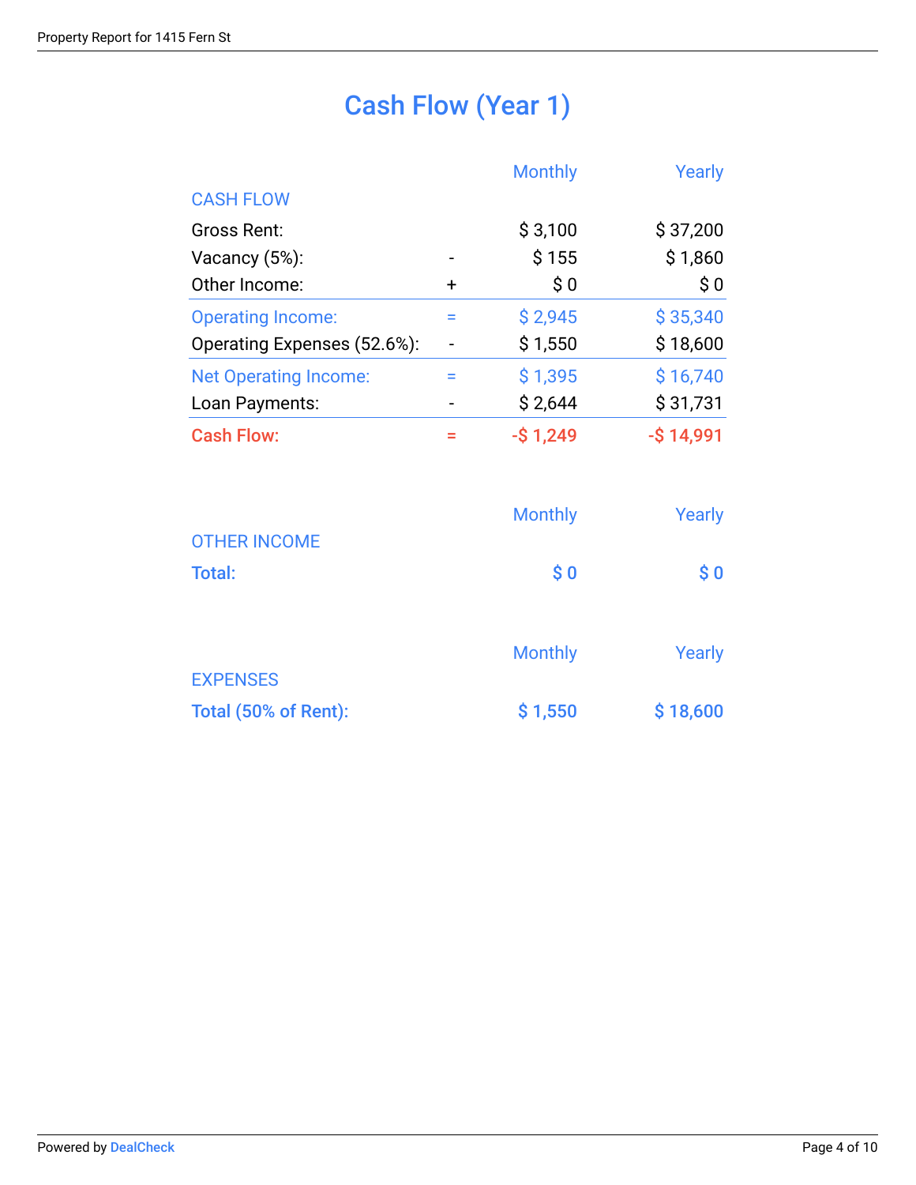# Cash Flow (Year 1)

| CASH FLOW | | Monthly | Yearly |
|---|---|---|---|
| Gross Rent: | | $ 3,100 | $ 37,200 |
| Vacancy (5%): | - | $ 155 | $ 1,860 |
| Other Income: | + | $ 0 | $ 0 |
| Operating Income: | = | $ 2,945 | $ 35,340 |
| Operating Expenses (52.6%): | - | $ 1,550 | $ 18,600 |
| Net Operating Income: | = | $ 1,395 | $ 16,740 |
| Loan Payments: | - | $ 2,644 | $ 31,731 |
| Cash Flow: | = | -$ 1,249 | -$ 14,991 |

| OTHER INCOME | Monthly | Yearly |
|---|---|---|
| **Total:** | **$ 0** | **$ 0** |

| EXPENSES | Monthly | Yearly |
|---|---|---|
| **Total (50% of Rent):** | **$ 1,550** | **$ 18,600** |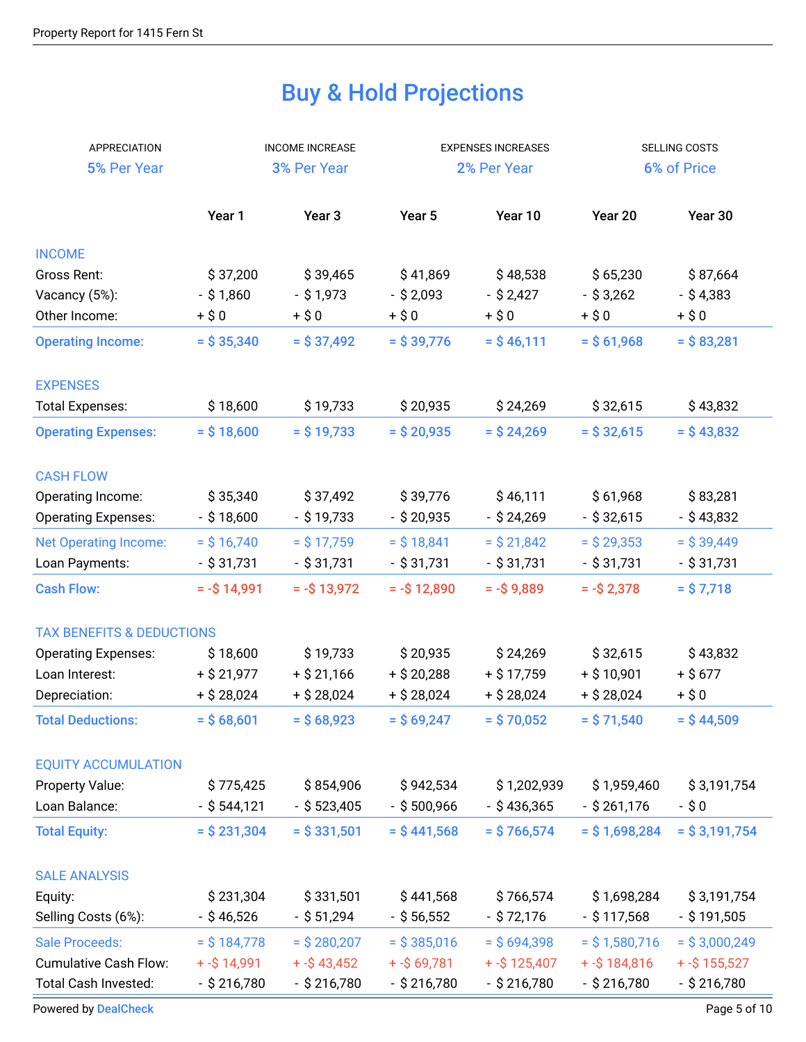# Buy & Hold Projections

| APPRECIATION | INCOME INCREASE | EXPENSES INCREASES | SELLING COSTS |
|---|---|---|---|
| 5% Per Year | 3% Per Year | 2% Per Year | 6% of Price |

| | Year 1 | Year 3 | Year 5 | Year 10 | Year 20 | Year 30 |
|---|---|---|---|---|---|---|
| **INCOME** | | | | | | |
| Gross Rent: | $ 37,200 | $ 39,465 | $ 41,869 | $ 48,538 | $ 65,230 | $ 87,664 |
| Vacancy (5%): | - $ 1,860 | - $ 1,973 | - $ 2,093 | - $ 2,427 | - $ 3,262 | - $ 4,383 |
| Other Income: | + $ 0 | + $ 0 | + $ 0 | + $ 0 | + $ 0 | + $ 0 |
| **Operating Income:** | **= $ 35,340** | **= $ 37,492** | **= $ 39,776** | **= $ 46,111** | **= $ 61,968** | **= $ 83,281** |
| **EXPENSES** | | | | | | |
| Total Expenses: | $ 18,600 | $ 19,733 | $ 20,935 | $ 24,269 | $ 32,615 | $ 43,832 |
| **Operating Expenses:** | **= $ 18,600** | **= $ 19,733** | **= $ 20,935** | **= $ 24,269** | **= $ 32,615** | **= $ 43,832** |
| **CASH FLOW** | | | | | | |
| Operating Income: | $ 35,340 | $ 37,492 | $ 39,776 | $ 46,111 | $ 61,968 | $ 83,281 |
| Operating Expenses: | - $ 18,600 | - $ 19,733 | - $ 20,935 | - $ 24,269 | - $ 32,615 | - $ 43,832 |
| Net Operating Income: | = $ 16,740 | = $ 17,759 | = $ 18,841 | = $ 21,842 | = $ 29,353 | = $ 39,449 |
| Loan Payments: | - $ 31,731 | - $ 31,731 | - $ 31,731 | - $ 31,731 | - $ 31,731 | - $ 31,731 |
| **Cash Flow:** | **= -$ 14,991** | **= -$ 13,972** | **= -$ 12,890** | **= -$ 9,889** | **= -$ 2,378** | **= $ 7,718** |
| **TAX BENEFITS & DEDUCTIONS** | | | | | | |
| Operating Expenses: | $ 18,600 | $ 19,733 | $ 20,935 | $ 24,269 | $ 32,615 | $ 43,832 |
| Loan Interest: | + $ 21,977 | + $ 21,166 | + $ 20,288 | + $ 17,759 | + $ 10,901 | + $ 677 |
| Depreciation: | + $ 28,024 | + $ 28,024 | + $ 28,024 | + $ 28,024 | + $ 28,024 | + $ 0 |
| **Total Deductions:** | **= $ 68,601** | **= $ 68,923** | **= $ 69,247** | **= $ 70,052** | **= $ 71,540** | **= $ 44,509** |
| **EQUITY ACCUMULATION** | | | | | | |
| Property Value: | $ 775,425 | $ 854,906 | $ 942,534 | $ 1,202,939 | $ 1,959,460 | $ 3,191,754 |
| Loan Balance: | - $ 544,121 | - $ 523,405 | - $ 500,966 | - $ 436,365 | - $ 261,176 | - $ 0 |
| **Total Equity:** | **= $ 231,304** | **= $ 331,501** | **= $ 441,568** | **= $ 766,574** | **= $ 1,698,284** | **= $ 3,191,754** |
| **SALE ANALYSIS** | | | | | | |
| Equity: | $ 231,304 | $ 331,501 | $ 441,568 | $ 766,574 | $ 1,698,284 | $ 3,191,754 |
| Selling Costs (6%): | - $ 46,526 | - $ 51,294 | - $ 56,552 | - $ 72,176 | - $ 117,568 | - $ 191,505 |
| Sale Proceeds: | = $ 184,778 | = $ 280,207 | = $ 385,016 | = $ 694,398 | = $ 1,580,716 | = $ 3,000,249 |
| Cumulative Cash Flow: | + -$ 14,991 | + -$ 43,452 | + -$ 69,781 | + -$ 125,407 | + -$ 184,816 | + -$ 155,527 |
| Total Cash Invested: | - $ 216,780 | - $ 216,780 | - $ 216,780 | - $ 216,780 | - $ 216,780 | - $ 216,780 |

Powered by DealCheck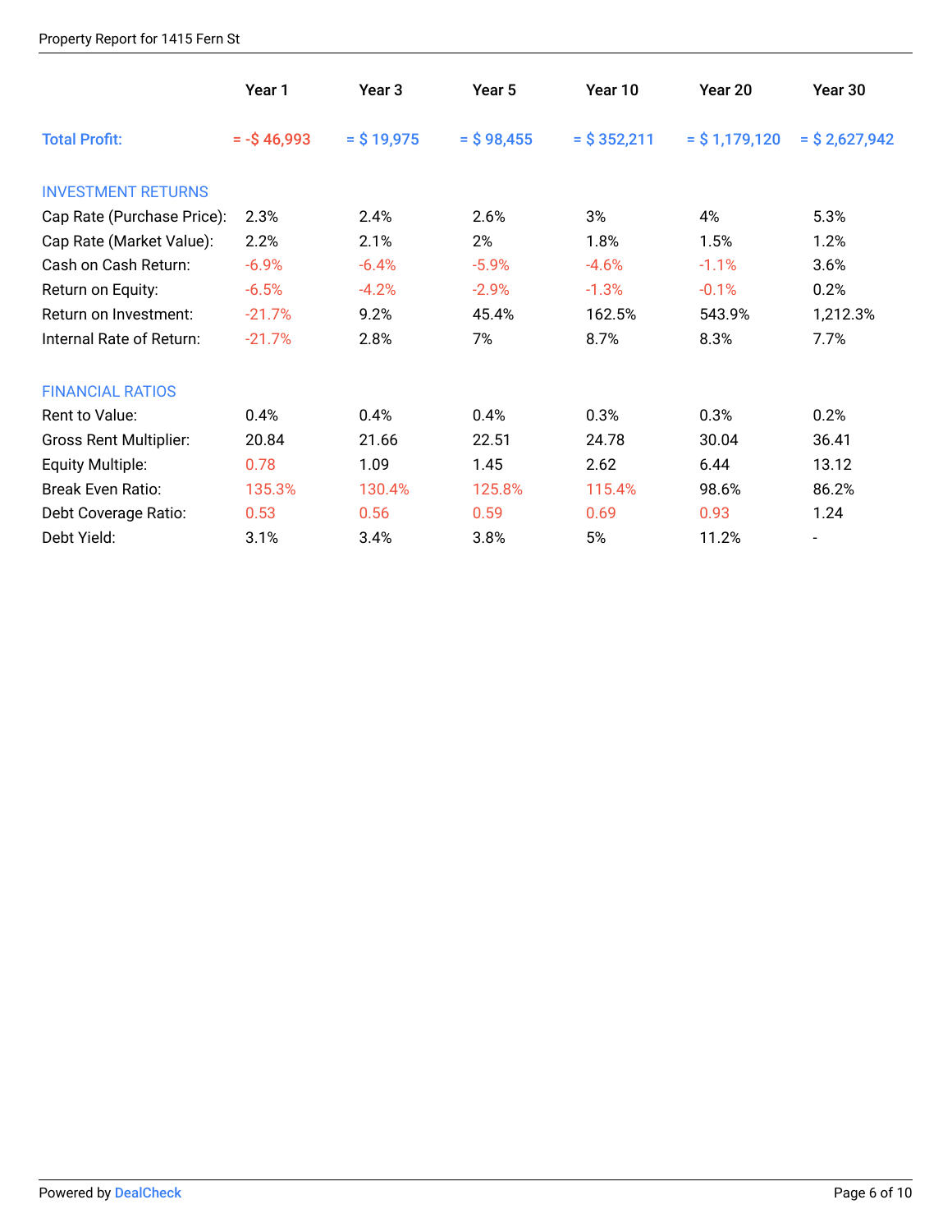| | Year 1 | Year 3 | Year 5 | Year 10 | Year 20 | Year 30 |
|---|---|---|---|---|---|---|
| **Total Profit:** | **= -$ 46,993** | **= $ 19,975** | **= $ 98,455** | **= $ 352,211** | **= $ 1,179,120** | **= $ 2,627,942** |
| INVESTMENT RETURNS | | | | | | |
| Cap Rate (Purchase Price): | 2.3% | 2.4% | 2.6% | 3% | 4% | 5.3% |
| Cap Rate (Market Value): | 2.2% | 2.1% | 2% | 1.8% | 1.5% | 1.2% |
| Cash on Cash Return: | -6.9% | -6.4% | -5.9% | -4.6% | -1.1% | 3.6% |
| Return on Equity: | -6.5% | -4.2% | -2.9% | -1.3% | -0.1% | 0.2% |
| Return on Investment: | -21.7% | 9.2% | 45.4% | 162.5% | 543.9% | 1,212.3% |
| Internal Rate of Return: | -21.7% | 2.8% | 7% | 8.7% | 8.3% | 7.7% |
| FINANCIAL RATIOS | | | | | | |
| Rent to Value: | 0.4% | 0.4% | 0.4% | 0.3% | 0.3% | 0.2% |
| Gross Rent Multiplier: | 20.84 | 21.66 | 22.51 | 24.78 | 30.04 | 36.41 |
| Equity Multiple: | 0.78 | 1.09 | 1.45 | 2.62 | 6.44 | 13.12 |
| Break Even Ratio: | 135.3% | 130.4% | 125.8% | 115.4% | 98.6% | 86.2% |
| Debt Coverage Ratio: | 0.53 | 0.56 | 0.59 | 0.69 | 0.93 | 1.24 |
| Debt Yield: | 3.1% | 3.4% | 3.8% | 5% | 11.2% | - |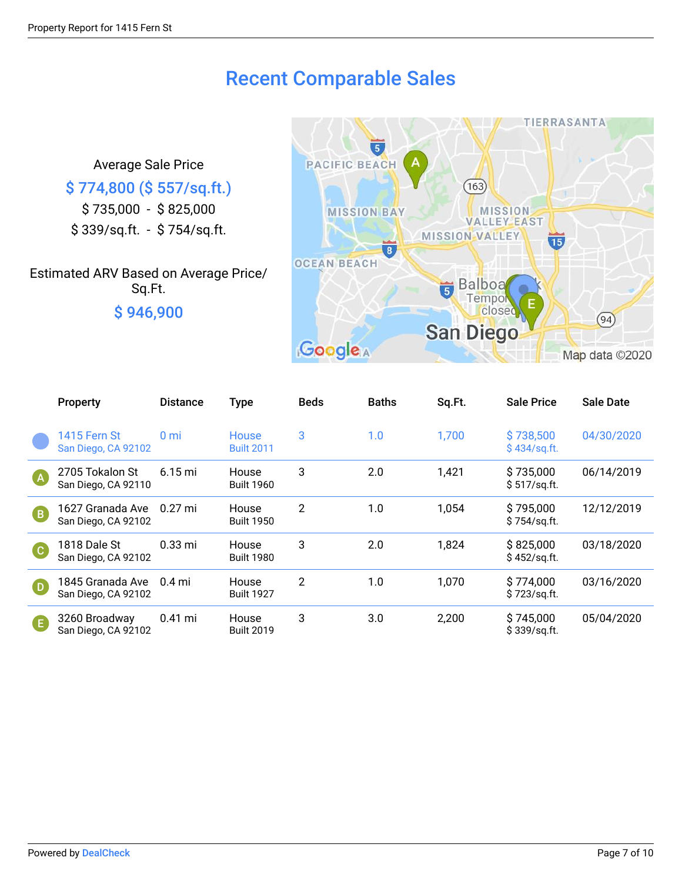# Recent Comparable Sales

Average Sale Price

**$ 774,800 ($ 557/sq.ft.)**

$ 735,000 - $ 825,000

$ 339/sq.ft. - $ 754/sq.ft.

Estimated ARV Based on Average Price/ Sq.Ft.

**$ 946,900**

| | Property | Distance | Type | Beds | Baths | Sq.Ft. | Sale Price | Sale Date |
|---|---|---|---|---|---|---|---|---|
| | 1415 Fern St San Diego, CA 92102 | 0 mi | House Built 2011 | 3 | 1.0 | 1,700 | $ 738,500 $ 434/sq.ft. | 04/30/2020 |
| A | 2705 Tokalon St San Diego, CA 92110 | 6.15 mi | House Built 1960 | 3 | 2.0 | 1,421 | $ 735,000 $ 517/sq.ft. | 06/14/2019 |
| B | 1627 Granada Ave San Diego, CA 92102 | 0.27 mi | House Built 1950 | 2 | 1.0 | 1,054 | $ 795,000 $ 754/sq.ft. | 12/12/2019 |
| C | 1818 Dale St San Diego, CA 92102 | 0.33 mi | House Built 1980 | 3 | 2.0 | 1,824 | $ 825,000 $ 452/sq.ft. | 03/18/2020 |
| D | 1845 Granada Ave San Diego, CA 92102 | 0.4 mi | House Built 1927 | 2 | 1.0 | 1,070 | $ 774,000 $ 723/sq.ft. | 03/16/2020 |
| E | 3260 Broadway San Diego, CA 92102 | 0.41 mi | House Built 2019 | 3 | 3.0 | 2,200 | $ 745,000 $ 339/sq.ft. | 05/04/2020 |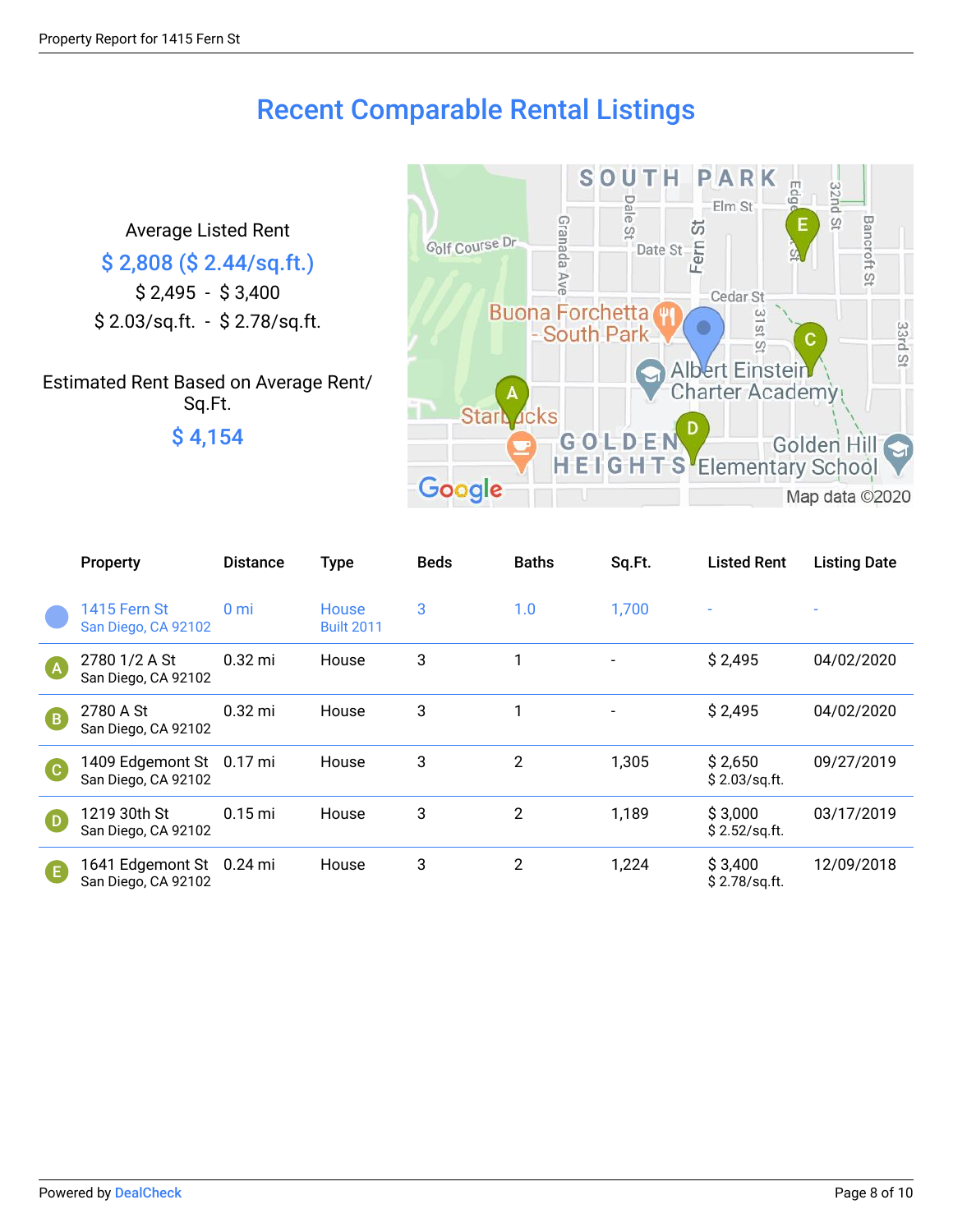# Recent Comparable Rental Listings

Average Listed Rent

**$ 2,808 ($ 2.44/sq.ft.)**

$ 2,495 - $ 3,400

$ 2.03/sq.ft. - $ 2.78/sq.ft.

Estimated Rent Based on Average Rent/ Sq.Ft.

**$ 4,154**

| | Property | Distance | Type | Beds | Baths | Sq.Ft. | Listed Rent | Listing Date |
|---|---|---|---|---|---|---|---|---|
| | 1415 Fern St<br>San Diego, CA 92102 | 0 mi | House<br>Built 2011 | 3 | 1.0 | 1,700 | - | - |
| A | 2780 1/2 A St<br>San Diego, CA 92102 | 0.32 mi | House | 3 | 1 | - | $ 2,495 | 04/02/2020 |
| B | 2780 A St<br>San Diego, CA 92102 | 0.32 mi | House | 3 | 1 | - | $ 2,495 | 04/02/2020 |
| C | 1409 Edgemont St<br>San Diego, CA 92102 | 0.17 mi | House | 3 | 2 | 1,305 | $ 2,650<br>$ 2.03/sq.ft. | 09/27/2019 |
| D | 1219 30th St<br>San Diego, CA 92102 | 0.15 mi | House | 3 | 2 | 1,189 | $ 3,000<br>$ 2.52/sq.ft. | 03/17/2019 |
| E | 1641 Edgemont St<br>San Diego, CA 92102 | 0.24 mi | House | 3 | 2 | 1,224 | $ 3,400<br>$ 2.78/sq.ft. | 12/09/2018 |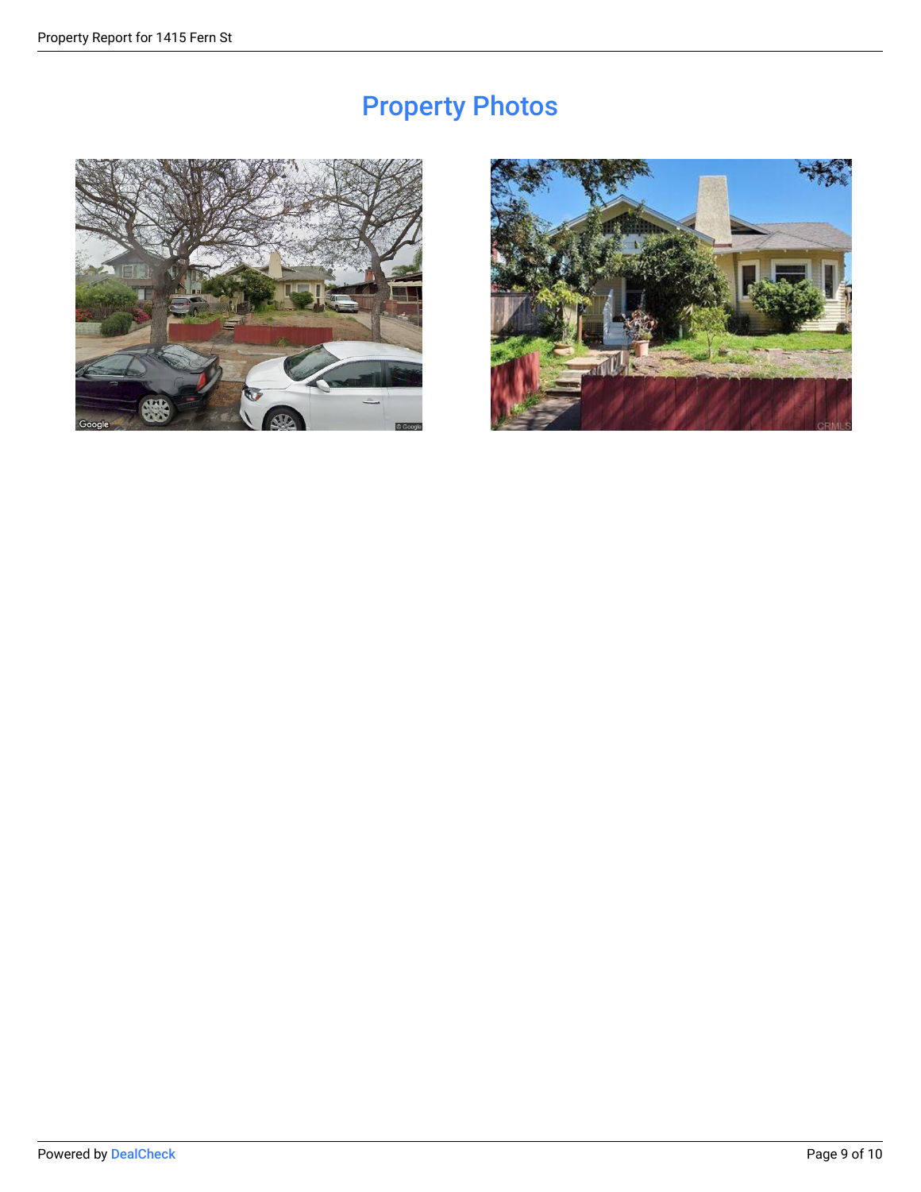# Property Photos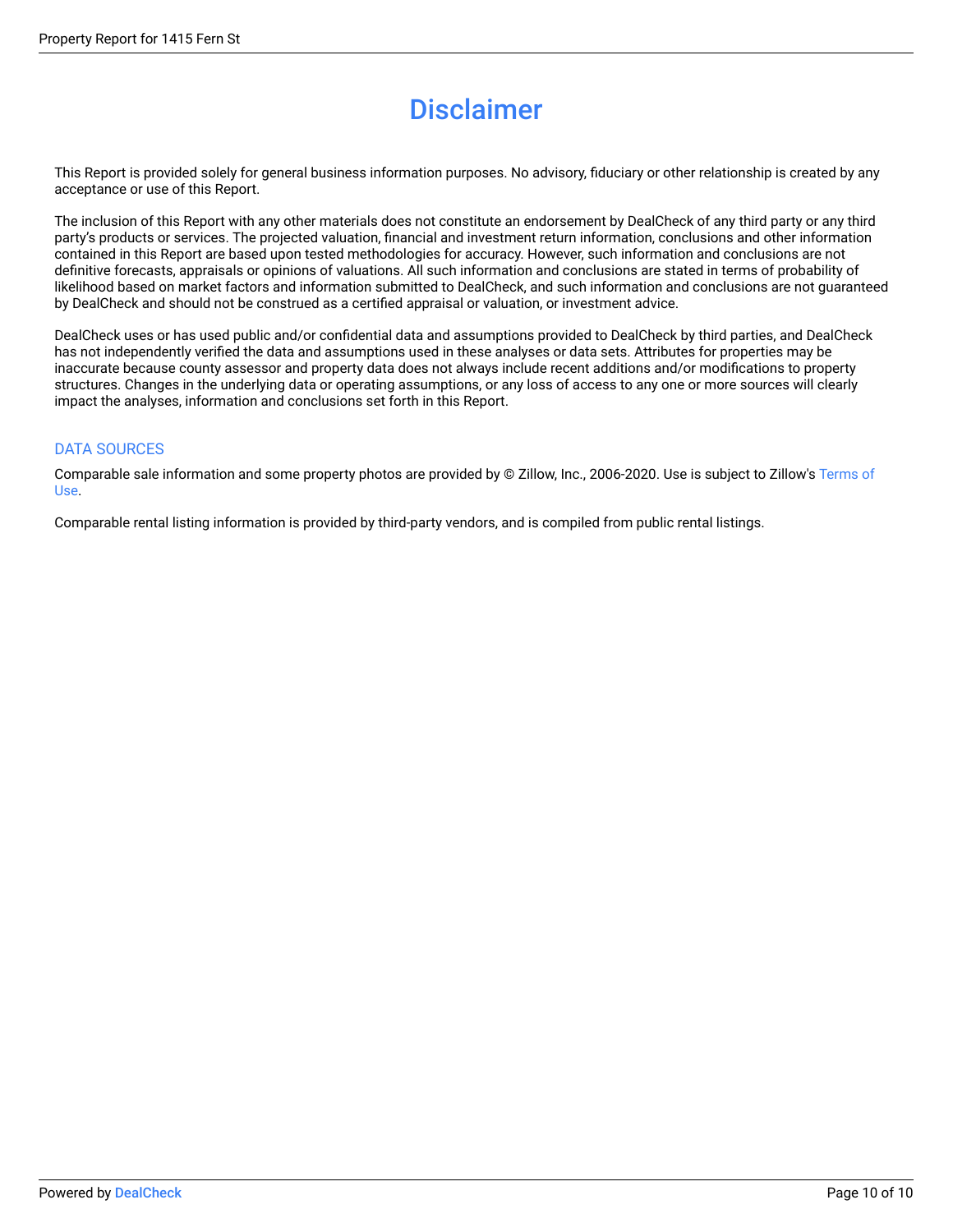# Disclaimer

This Report is provided solely for general business information purposes. No advisory, fiduciary or other relationship is created by any acceptance or use of this Report.

The inclusion of this Report with any other materials does not constitute an endorsement by DealCheck of any third party or any third party's products or services. The projected valuation, financial and investment return information, conclusions and other information contained in this Report are based upon tested methodologies for accuracy. However, such information and conclusions are not definitive forecasts, appraisals or opinions of valuations. All such information and conclusions are stated in terms of probability of likelihood based on market factors and information submitted to DealCheck, and such information and conclusions are not guaranteed by DealCheck and should not be construed as a certified appraisal or valuation, or investment advice.

DealCheck uses or has used public and/or confidential data and assumptions provided to DealCheck by third parties, and DealCheck has not independently verified the data and assumptions used in these analyses or data sets. Attributes for properties may be inaccurate because county assessor and property data does not always include recent additions and/or modifications to property structures. Changes in the underlying data or operating assumptions, or any loss of access to any one or more sources will clearly impact the analyses, information and conclusions set forth in this Report.

## DATA SOURCES

Comparable sale information and some property photos are provided by © Zillow, Inc., 2006-2020. Use is subject to Zillow's Terms of Use.

Comparable rental listing information is provided by third-party vendors, and is compiled from public rental listings.